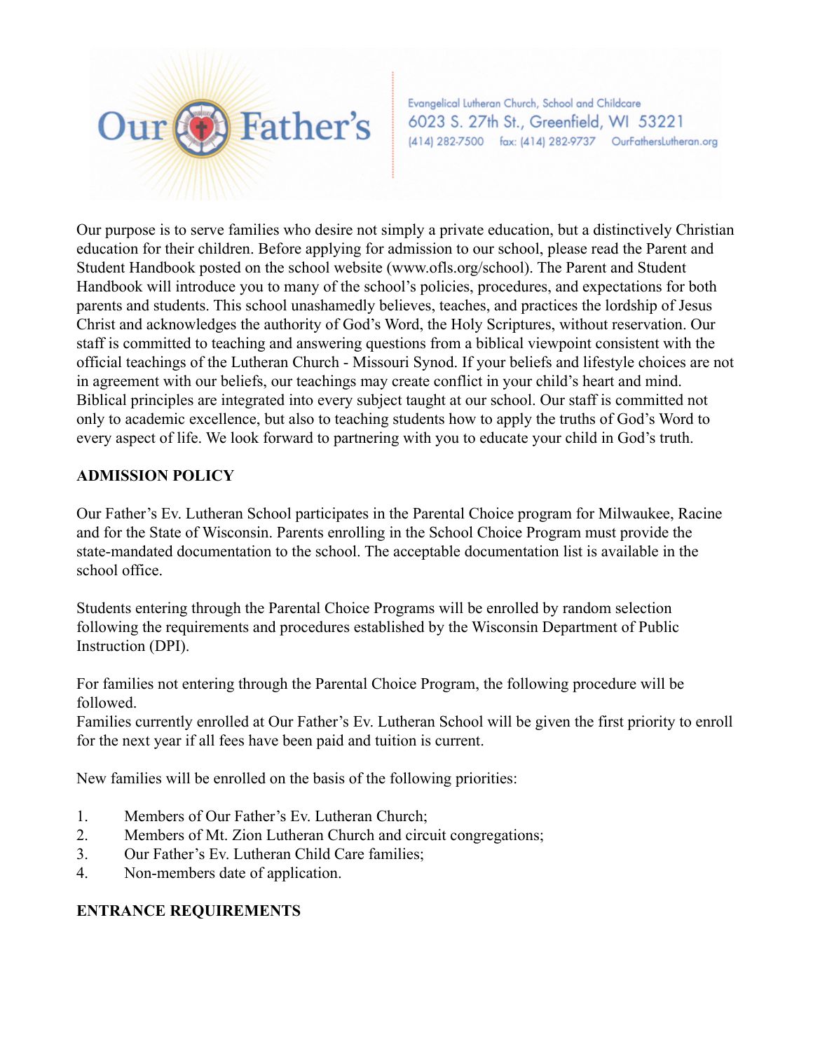Our Father's

Evangelical Lutheran Church, School and Childcare
6023 S. 27th St., Greenfield, WI 53221
(414) 282-7500 fax: (414) 282-9737 OurFathersLutheran.org

Our purpose is to serve families who desire not simply a private education, but a distinctively Christian education for their children. Before applying for admission to our school, please read the Parent and Student Handbook posted on the school website (www.ofls.org/school). The Parent and Student Handbook will introduce you to many of the school's policies, procedures, and expectations for both parents and students. This school unashamedly believes, teaches, and practices the lordship of Jesus Christ and acknowledges the authority of God's Word, the Holy Scriptures, without reservation. Our staff is committed to teaching and answering questions from a biblical viewpoint consistent with the official teachings of the Lutheran Church - Missouri Synod. If your beliefs and lifestyle choices are not in agreement with our beliefs, our teachings may create conflict in your child's heart and mind. Biblical principles are integrated into every subject taught at our school. Our staff is committed not only to academic excellence, but also to teaching students how to apply the truths of God's Word to every aspect of life. We look forward to partnering with you to educate your child in God's truth.

**ADMISSION POLICY**

Our Father's Ev. Lutheran School participates in the Parental Choice program for Milwaukee, Racine and for the State of Wisconsin. Parents enrolling in the School Choice Program must provide the state-mandated documentation to the school. The acceptable documentation list is available in the school office.

Students entering through the Parental Choice Programs will be enrolled by random selection following the requirements and procedures established by the Wisconsin Department of Public Instruction (DPI).

For families not entering through the Parental Choice Program, the following procedure will be followed.
Families currently enrolled at Our Father's Ev. Lutheran School will be given the first priority to enroll for the next year if all fees have been paid and tuition is current.

New families will be enrolled on the basis of the following priorities:

1. Members of Our Father's Ev. Lutheran Church;
2. Members of Mt. Zion Lutheran Church and circuit congregations;
3. Our Father's Ev. Lutheran Child Care families;
4. Non-members date of application.

**ENTRANCE REQUIREMENTS**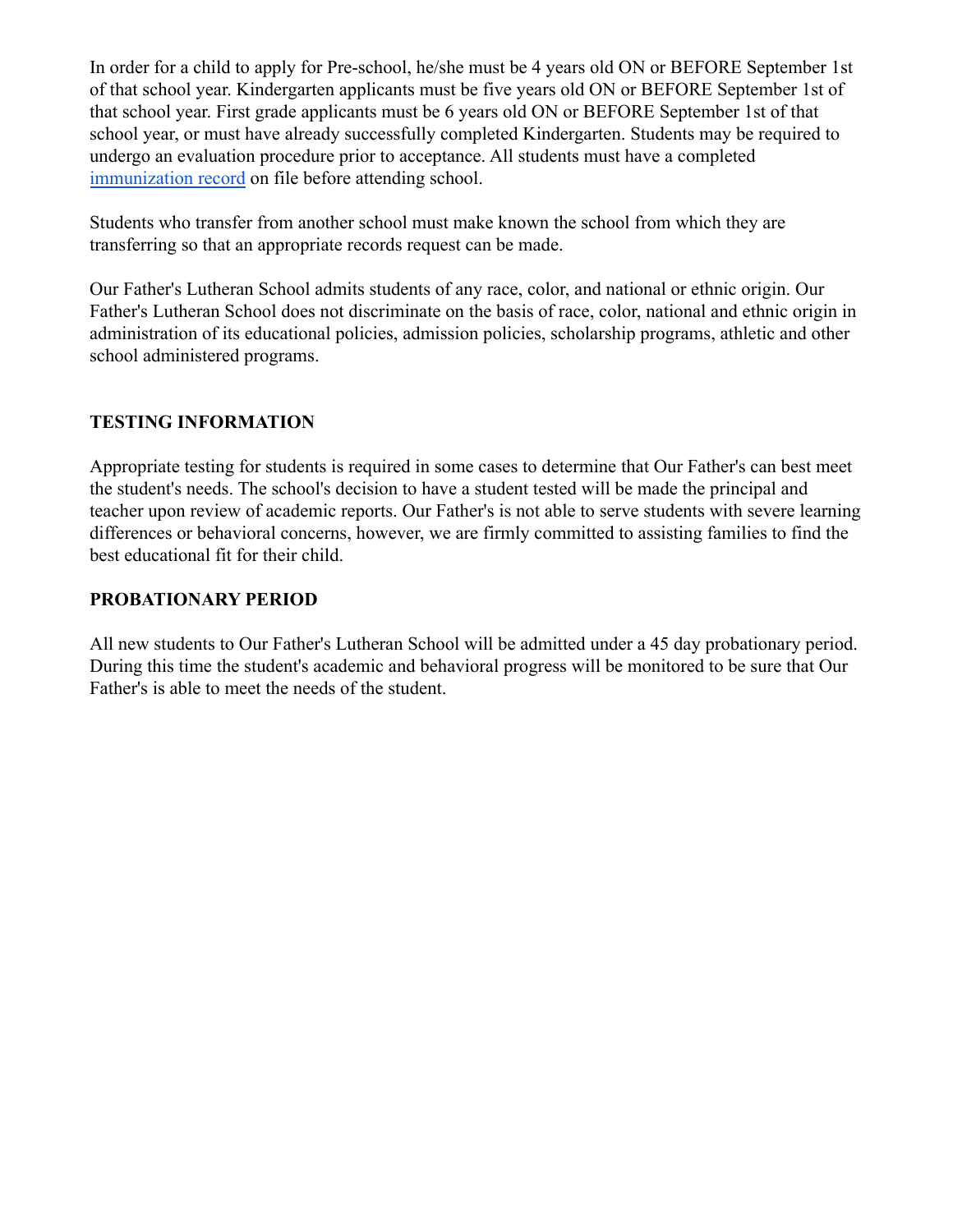In order for a child to apply for Pre-school, he/she must be 4 years old ON or BEFORE September 1st of that school year. Kindergarten applicants must be five years old ON or BEFORE September 1st of that school year. First grade applicants must be 6 years old ON or BEFORE September 1st of that school year, or must have already successfully completed Kindergarten. Students may be required to undergo an evaluation procedure prior to acceptance. All students must have a completed immunization record on file before attending school.

Students who transfer from another school must make known the school from which they are transferring so that an appropriate records request can be made.

Our Father's Lutheran School admits students of any race, color, and national or ethnic origin. Our Father's Lutheran School does not discriminate on the basis of race, color, national and ethnic origin in administration of its educational policies, admission policies, scholarship programs, athletic and other school administered programs.

## TESTING INFORMATION

Appropriate testing for students is required in some cases to determine that Our Father's can best meet the student's needs. The school's decision to have a student tested will be made the principal and teacher upon review of academic reports. Our Father's is not able to serve students with severe learning differences or behavioral concerns, however, we are firmly committed to assisting families to find the best educational fit for their child.

## PROBATIONARY PERIOD

All new students to Our Father's Lutheran School will be admitted under a 45 day probationary period. During this time the student's academic and behavioral progress will be monitored to be sure that Our Father's is able to meet the needs of the student.